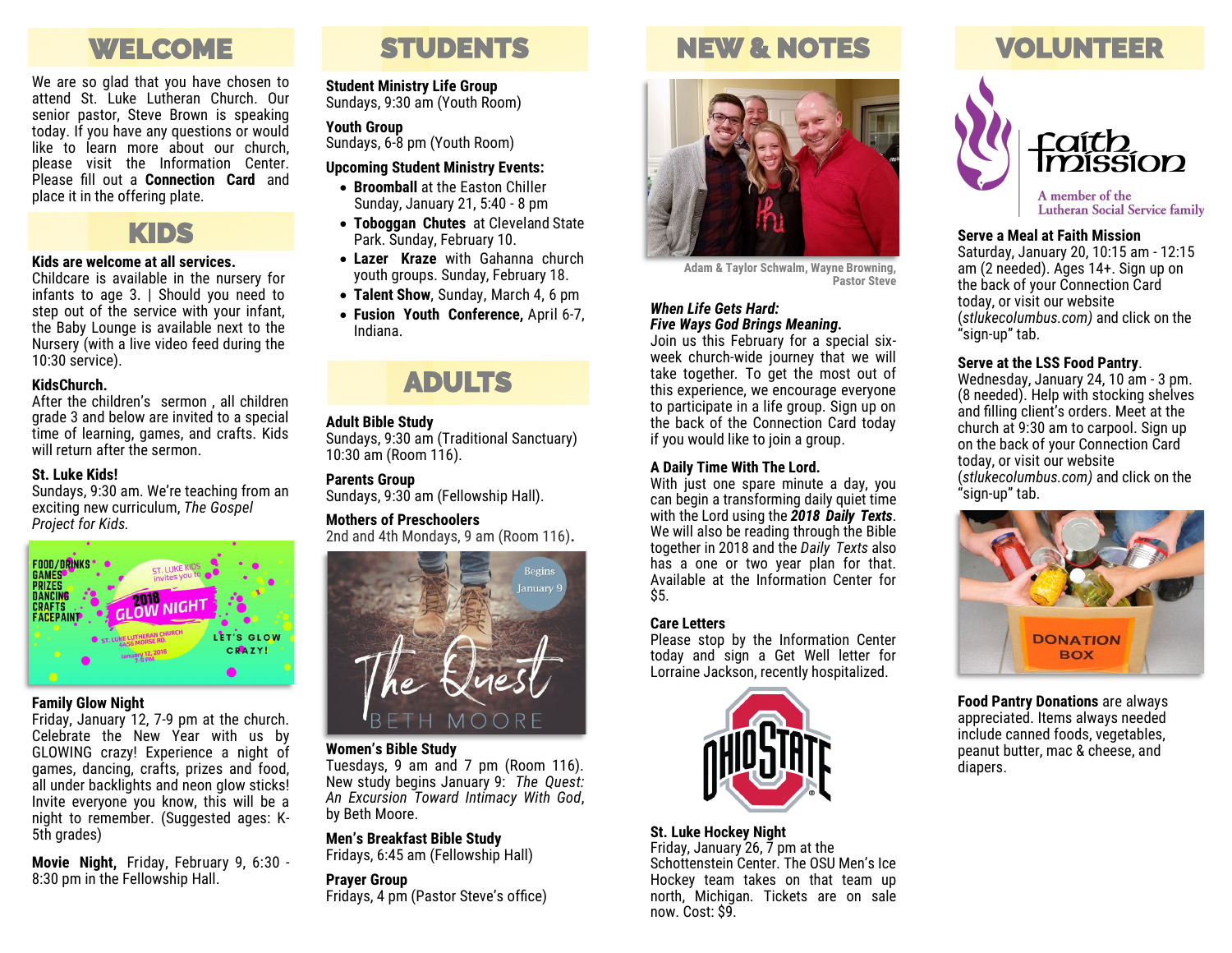## WELCOME

We are so glad that you have chosen to attend St. Luke Lutheran Church. Our senior pastor, Steve Brown is speaking today. If you have any questions or would like to learn more about our church, please visit the Information Center. Please fill out a **Connection Card** and place it in the offering plate.

## KIDS

**Kids are welcome at all services.**
Childcare is available in the nursery for infants to age 3. | Should you need to step out of the service with your infant, the Baby Lounge is available next to the Nursery (with a live video feed during the 10:30 service).

**KidsChurch.**
After the children's sermon , all children grade 3 and below are invited to a special time of learning, games, and crafts. Kids will return after the sermon.

**St. Luke Kids!**
Sundays, 9:30 am. We're teaching from an exciting new curriculum, *The Gospel Project for Kids.*

**Family Glow Night**
Friday, January 12, 7-9 pm at the church. Celebrate the New Year with us by GLOWING crazy! Experience a night of games, dancing, crafts, prizes and food, all under backlights and neon glow sticks! Invite everyone you know, this will be a night to remember. (Suggested ages: K-5th grades)

**Movie Night,** Friday, February 9, 6:30 - 8:30 pm in the Fellowship Hall.

## STUDENTS

**Student Ministry Life Group**
Sundays, 9:30 am (Youth Room)

**Youth Group**
Sundays, 6-8 pm (Youth Room)

**Upcoming Student Ministry Events:**

- **Broomball** at the Easton Chiller Sunday, January 21, 5:40 - 8 pm
- **Toboggan Chutes** at Cleveland State Park. Sunday, February 10.
- **Lazer Kraze** with Gahanna church youth groups. Sunday, February 18.
- **Talent Show**, Sunday, March 4, 6 pm
- **Fusion Youth Conference,** April 6-7, Indiana.

## ADULTS

**Adult Bible Study**
Sundays, 9:30 am (Traditional Sanctuary) 10:30 am (Room 116).

**Parents Group**
Sundays, 9:30 am (Fellowship Hall).

**Mothers of Preschoolers**
2nd and 4th Mondays, 9 am (Room 116).

**Women's Bible Study**
Tuesdays, 9 am and 7 pm (Room 116). New study begins January 9: *The Quest: An Excursion Toward Intimacy With God*, by Beth Moore.

**Men's Breakfast Bible Study**
Fridays, 6:45 am (Fellowship Hall)

**Prayer Group**
Fridays, 4 pm (Pastor Steve's office)

## NEW & NOTES

Adam & Taylor Schwalm, Wayne Browning, Pastor Steve

***When Life Gets Hard: Five Ways God Brings Meaning.***
Join us this February for a special six-week church-wide journey that we will take together. To get the most out of this experience, we encourage everyone to participate in a life group. Sign up on the back of the Connection Card today if you would like to join a group.

**A Daily Time With The Lord.**
With just one spare minute a day, you can begin a transforming daily quiet time with the Lord using the ***2018 Daily Texts***. We will also be reading through the Bible together in 2018 and the *Daily Texts* also has a one or two year plan for that. Available at the Information Center for $5.

**Care Letters**
Please stop by the Information Center today and sign a Get Well letter for Lorraine Jackson, recently hospitalized.

**St. Luke Hockey Night**
Friday, January 26, 7 pm at the Schottenstein Center. The OSU Men's Ice Hockey team takes on that team up north, Michigan. Tickets are on sale now. Cost: $9.

## VOLUNTEER

Faith Mission — A member of the Lutheran Social Service family

**Serve a Meal at Faith Mission**
Saturday, January 20, 10:15 am - 12:15 am (2 needed). Ages 14+. Sign up on the back of your Connection Card today, or visit our website (*stlukecolumbus.com)* and click on the "sign-up" tab.

**Serve at the LSS Food Pantry**.
Wednesday, January 24, 10 am - 3 pm. (8 needed). Help with stocking shelves and filling client's orders. Meet at the church at 9:30 am to carpool. Sign up on the back of your Connection Card today, or visit our website (*stlukecolumbus.com)* and click on the "sign-up" tab.

**Food Pantry Donations** are always appreciated. Items always needed include canned foods, vegetables, peanut butter, mac & cheese, and diapers.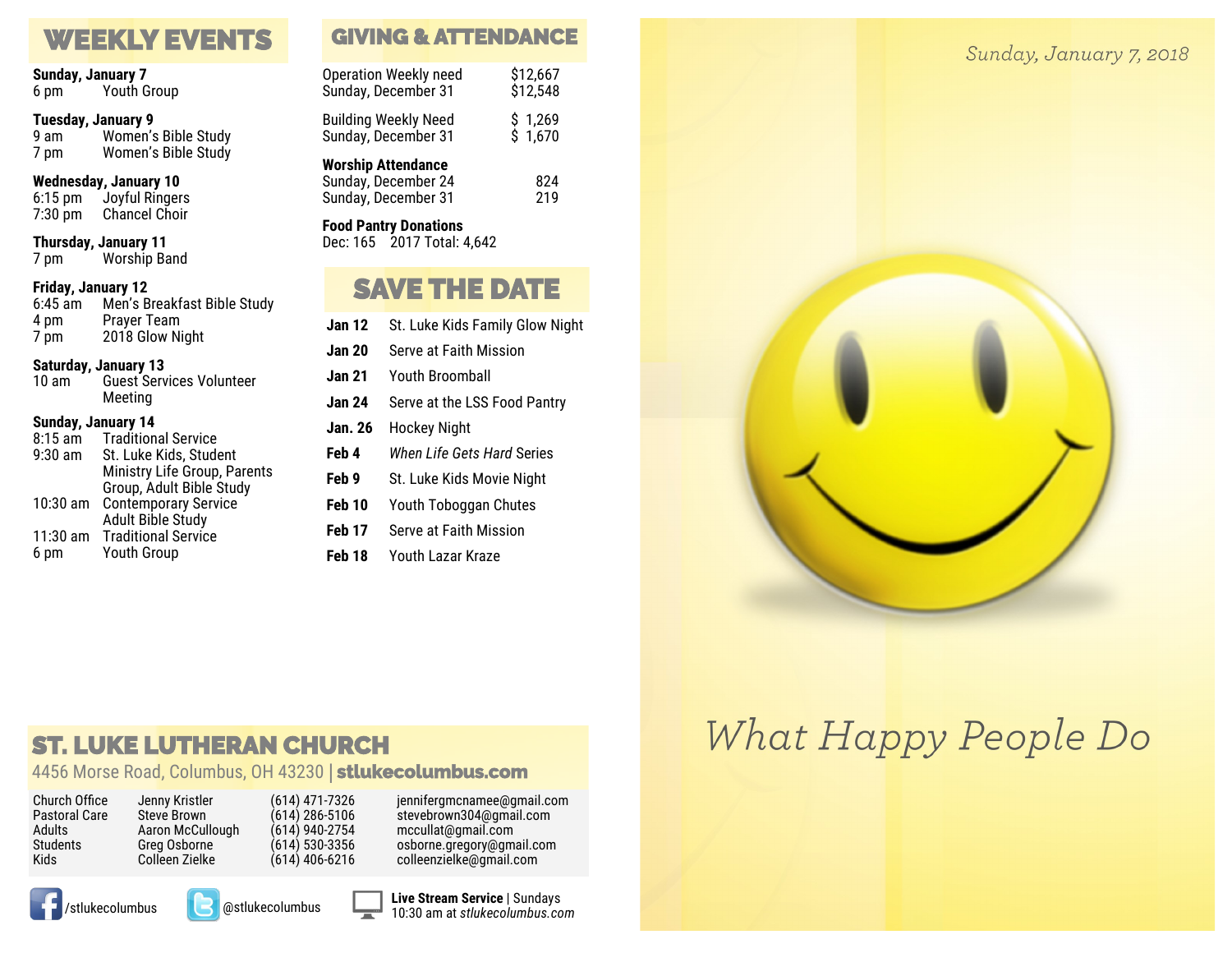## WEEKLY EVENTS

**Sunday, January 7**
6 pm Youth Group

**Tuesday, January 9**
9 am Women's Bible Study
7 pm Women's Bible Study

**Wednesday, January 10**
6:15 pm Joyful Ringers
7:30 pm Chancel Choir

**Thursday, January 11**
7 pm Worship Band

**Friday, January 12**
6:45 am Men's Breakfast Bible Study
4 pm Prayer Team
7 pm 2018 Glow Night

**Saturday, January 13**
10 am Guest Services Volunteer Meeting

**Sunday, January 14**
8:15 am Traditional Service
9:30 am St. Luke Kids, Student Ministry Life Group, Parents Group, Adult Bible Study
10:30 am Contemporary Service Adult Bible Study
11:30 am Traditional Service
6 pm Youth Group

## GIVING & ATTENDANCE

| | |
|---|---|
| Operation Weekly need | $12,667 |
| Sunday, December 31 | $12,548 |
| Building Weekly Need | $ 1,269 |
| Sunday, December 31 | $ 1,670 |
| **Worship Attendance** | |
| Sunday, December 24 | 824 |
| Sunday, December 31 | 219 |

**Food Pantry Donations**
Dec: 165 2017 Total: 4,642

## SAVE THE DATE

| | |
|---|---|
| **Jan 12** | St. Luke Kids Family Glow Night |
| **Jan 20** | Serve at Faith Mission |
| **Jan 21** | Youth Broomball |
| **Jan 24** | Serve at the LSS Food Pantry |
| **Jan. 26** | Hockey Night |
| **Feb 4** | *When Life Gets Hard* Series |
| **Feb 9** | St. Luke Kids Movie Night |
| **Feb 10** | Youth Toboggan Chutes |
| **Feb 17** | Serve at Faith Mission |
| **Feb 18** | Youth Lazar Kraze |

## ST. LUKE LUTHERAN CHURCH

4456 Morse Road, Columbus, OH 43230 | **stlukecolumbus.com**

| | | | |
|---|---|---|---|
| Church Office | Jenny Kristler | (614) 471-7326 | jennifergmcnamee@gmail.com |
| Pastoral Care | Steve Brown | (614) 286-5106 | stevebrown304@gmail.com |
| Adults | Aaron McCullough | (614) 940-2754 | mccullat@gmail.com |
| Students | Greg Osborne | (614) 530-3356 | osborne.gregory@gmail.com |
| Kids | Colleen Zielke | (614) 406-6216 | colleenzielke@gmail.com |

/stlukecolumbus @stlukecolumbus **Live Stream Service** | Sundays 10:30 am at *stlukecolumbus.com*

*Sunday, January 7, 2018*

# *What Happy People Do*